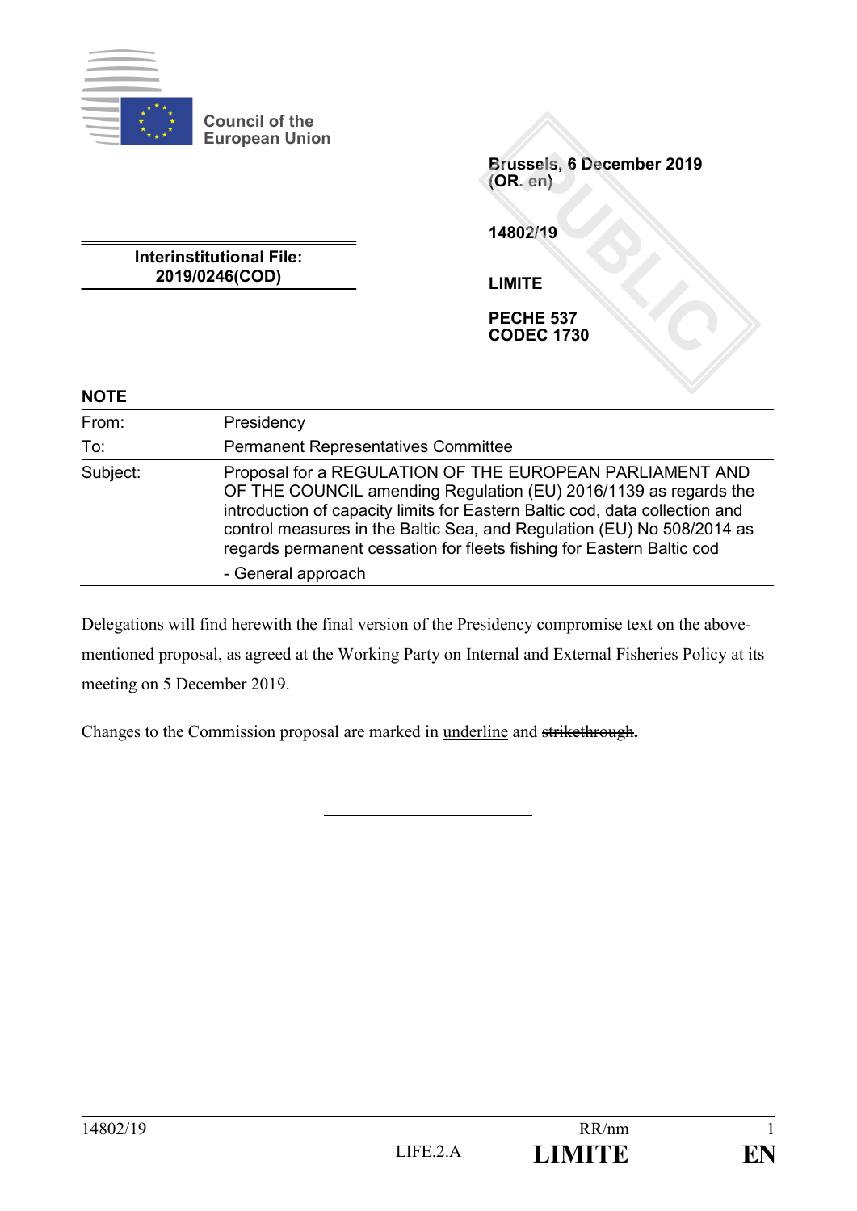Council of the European Union

Brussels, 6 December 2019
(OR. en)

14802/19

LIMITE

PECHE 537
CODEC 1730

**Interinstitutional File:**
**2019/0246(COD)**

**NOTE**

| | |
|---|---|
| From: | Presidency |
| To: | Permanent Representatives Committee |
| Subject: | Proposal for a REGULATION OF THE EUROPEAN PARLIAMENT AND OF THE COUNCIL amending Regulation (EU) 2016/1139 as regards the introduction of capacity limits for Eastern Baltic cod, data collection and control measures in the Baltic Sea, and Regulation (EU) No 508/2014 as regards permanent cessation for fleets fishing for Eastern Baltic cod<br>- General approach |

Delegations will find herewith the final version of the Presidency compromise text on the above-mentioned proposal, as agreed at the Working Party on Internal and External Fisheries Policy at its meeting on 5 December 2019.

Changes to the Commission proposal are marked in <u>underline</u> and ~~strikethrough~~**.**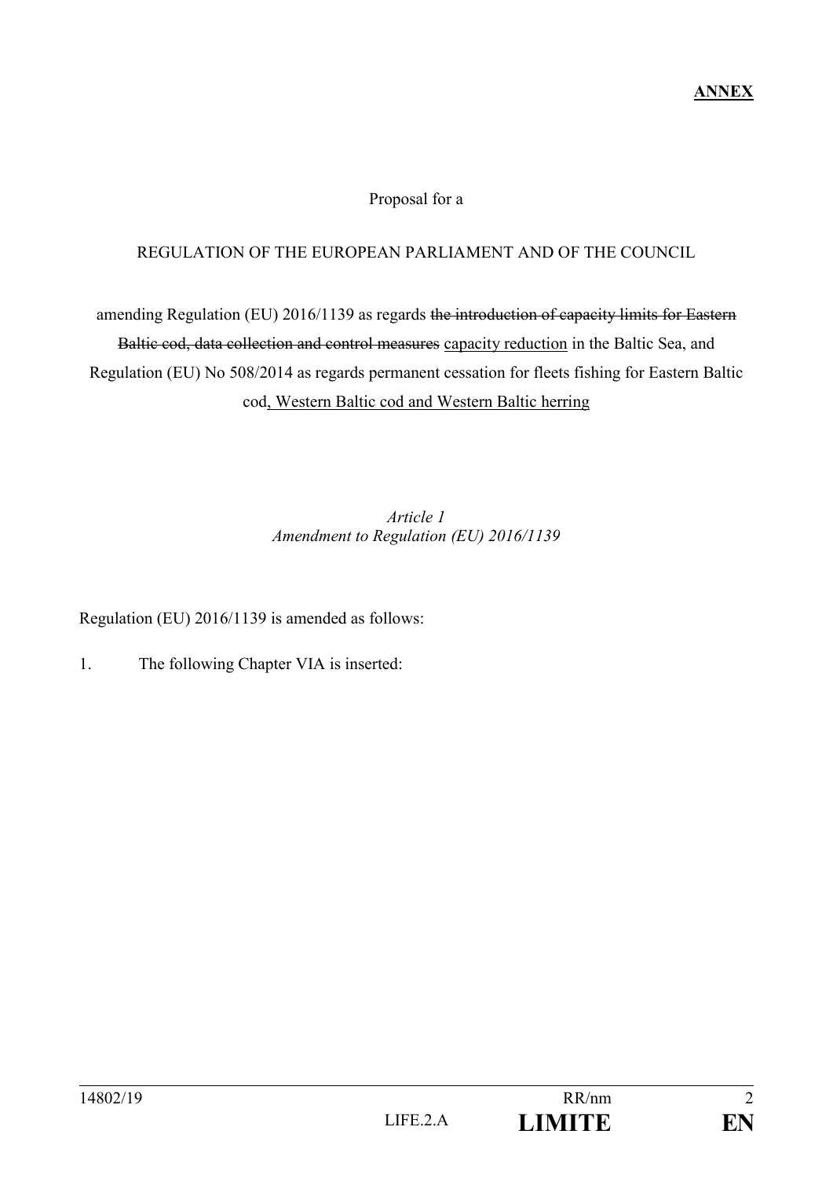**ANNEX**

Proposal for a

REGULATION OF THE EUROPEAN PARLIAMENT AND OF THE COUNCIL

amending Regulation (EU) 2016/1139 as regards ~~the introduction of capacity limits for Eastern Baltic cod, data collection and control measures~~ <u>capacity reduction</u> in the Baltic Sea, and Regulation (EU) No 508/2014 as regards permanent cessation for fleets fishing for Eastern Baltic cod<u>, Western Baltic cod and Western Baltic herring</u>

*Article 1*
*Amendment to Regulation (EU) 2016/1139*

Regulation (EU) 2016/1139 is amended as follows:

1. The following Chapter VIA is inserted: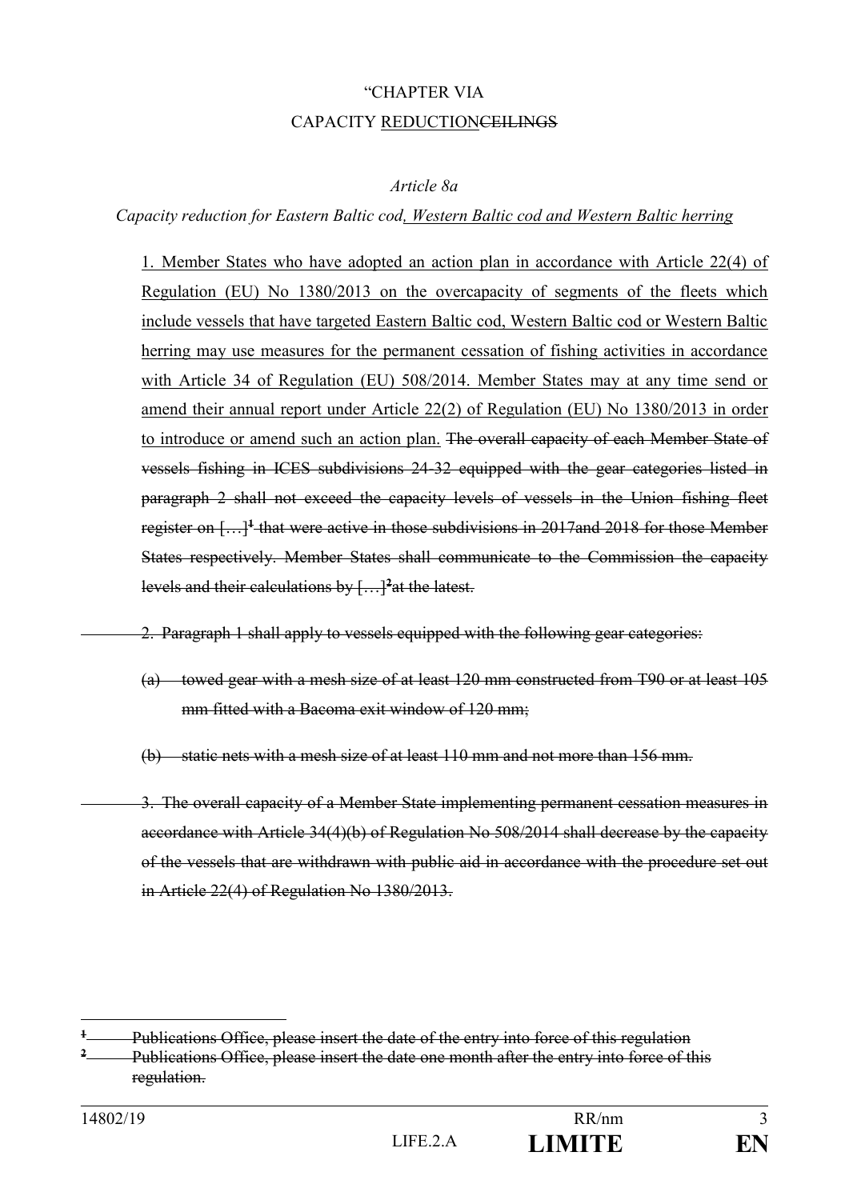"CHAPTER VIA

CAPACITY REDUCTIONCEILINGS

*Article 8a*

*Capacity reduction for Eastern Baltic cod, Western Baltic cod and Western Baltic herring*

1. Member States who have adopted an action plan in accordance with Article 22(4) of Regulation (EU) No 1380/2013 on the overcapacity of segments of the fleets which include vessels that have targeted Eastern Baltic cod, Western Baltic cod or Western Baltic herring may use measures for the permanent cessation of fishing activities in accordance with Article 34 of Regulation (EU) 508/2014. Member States may at any time send or amend their annual report under Article 22(2) of Regulation (EU) No 1380/2013 in order to introduce or amend such an action plan. ~~The overall capacity of each Member State of vessels fishing in ICES subdivisions 24-32 equipped with the gear categories listed in paragraph 2 shall not exceed the capacity levels of vessels in the Union fishing fleet register on […][1] that were active in those subdivisions in 2017and 2018 for those Member States respectively. Member States shall communicate to the Commission the capacity levels and their calculations by […][2]at the latest.~~

~~2. Paragraph 1 shall apply to vessels equipped with the following gear categories:~~

~~(a) towed gear with a mesh size of at least 120 mm constructed from T90 or at least 105 mm fitted with a Bacoma exit window of 120 mm;~~

~~(b) static nets with a mesh size of at least 110 mm and not more than 156 mm.~~

~~3. The overall capacity of a Member State implementing permanent cessation measures in accordance with Article 34(4)(b) of Regulation No 508/2014 shall decrease by the capacity of the vessels that are withdrawn with public aid in accordance with the procedure set out in Article 22(4) of Regulation No 1380/2013.~~

---

~~[1] Publications Office, please insert the date of the entry into force of this regulation~~

~~[2] Publications Office, please insert the date one month after the entry into force of this regulation.~~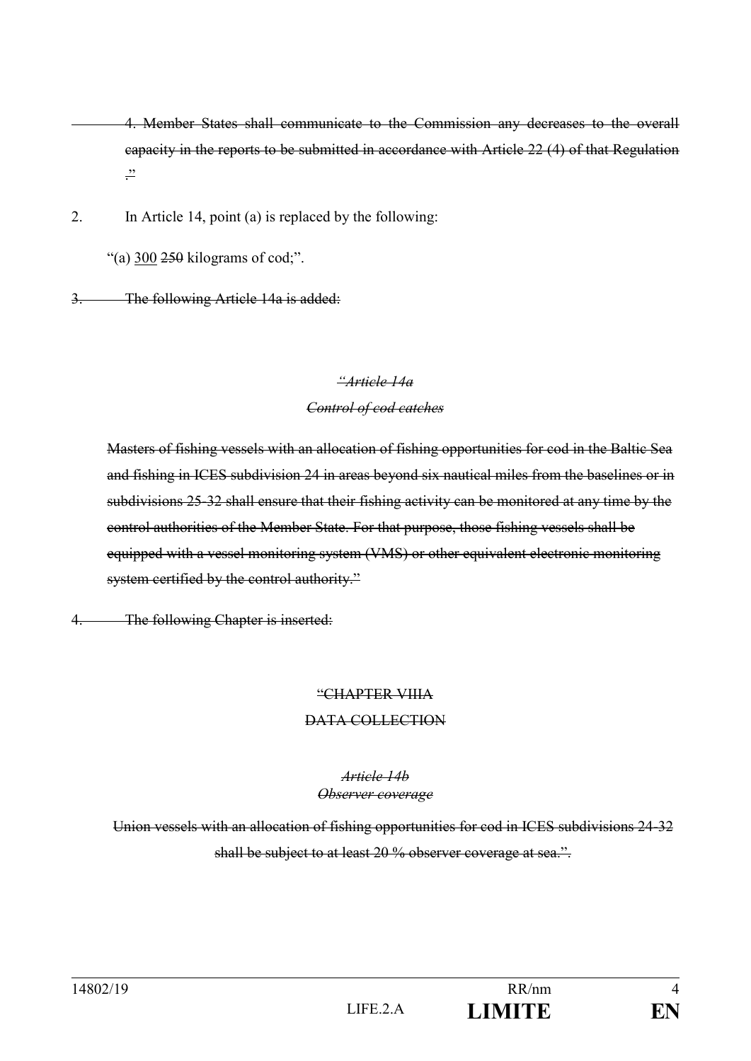~~4. Member States shall communicate to the Commission any decreases to the overall capacity in the reports to be submitted in accordance with Article 22 (4) of that Regulation .”~~

2. In Article 14, point (a) is replaced by the following:

“(a) <u>300</u> ~~250~~ kilograms of cod;”.

~~3. The following Article 14a is added:~~

*~~“Article 14a~~*

*~~Control of cod catches~~*

~~Masters of fishing vessels with an allocation of fishing opportunities for cod in the Baltic Sea and fishing in ICES subdivision 24 in areas beyond six nautical miles from the baselines or in subdivisions 25-32 shall ensure that their fishing activity can be monitored at any time by the control authorities of the Member State. For that purpose, those fishing vessels shall be equipped with a vessel monitoring system (VMS) or other equivalent electronic monitoring system certified by the control authority.”~~

~~4. The following Chapter is inserted:~~

~~“CHAPTER VIIIA~~

~~DATA COLLECTION~~

*~~Article 14b~~*

*~~Observer coverage~~*

~~Union vessels with an allocation of fishing opportunities for cod in ICES subdivisions 24-32 shall be subject to at least 20 % observer coverage at sea.”.~~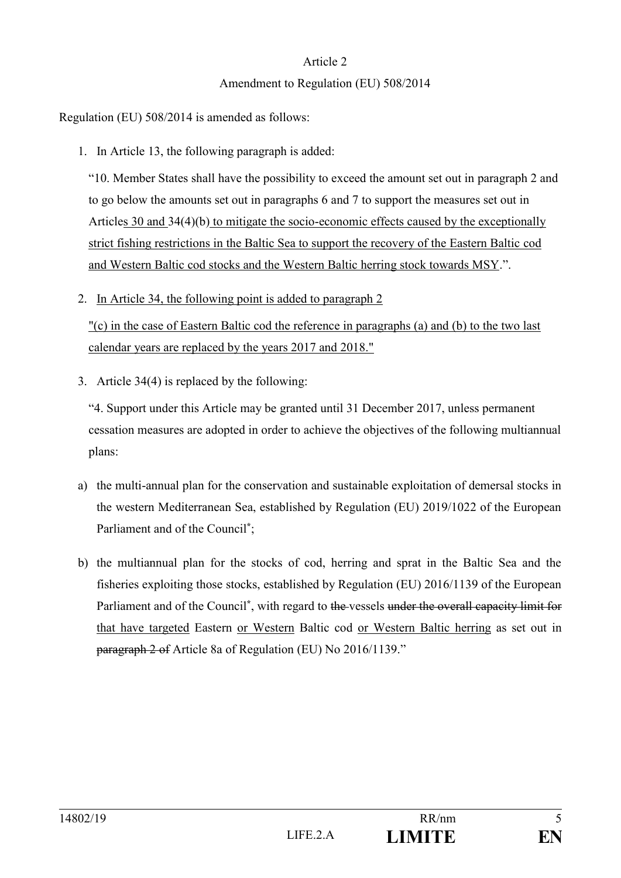Article 2

Amendment to Regulation (EU) 508/2014

Regulation (EU) 508/2014 is amended as follows:

1. In Article 13, the following paragraph is added:

   "10. Member States shall have the possibility to exceed the amount set out in paragraph 2 and to go below the amounts set out in paragraphs 6 and 7 to support the measures set out in Articles 30 and 34(4)(b) to mitigate the socio-economic effects caused by the exceptionally strict fishing restrictions in the Baltic Sea to support the recovery of the Eastern Baltic cod and Western Baltic cod stocks and the Western Baltic herring stock towards MSY.".

2. In Article 34, the following point is added to paragraph 2

   "(c) in the case of Eastern Baltic cod the reference in paragraphs (a) and (b) to the two last calendar years are replaced by the years 2017 and 2018."

3. Article 34(4) is replaced by the following:

   "4. Support under this Article may be granted until 31 December 2017, unless permanent cessation measures are adopted in order to achieve the objectives of the following multiannual plans:

a) the multi-annual plan for the conservation and sustainable exploitation of demersal stocks in the western Mediterranean Sea, established by Regulation (EU) 2019/1022 of the European Parliament and of the Council*;

b) the multiannual plan for the stocks of cod, herring and sprat in the Baltic Sea and the fisheries exploiting those stocks, established by Regulation (EU) 2016/1139 of the European Parliament and of the Council*, with regard to ~~the~~ vessels ~~under the overall capacity limit for~~ that have targeted Eastern or Western Baltic cod or Western Baltic herring as set out in ~~paragraph 2 of~~ Article 8a of Regulation (EU) No 2016/1139."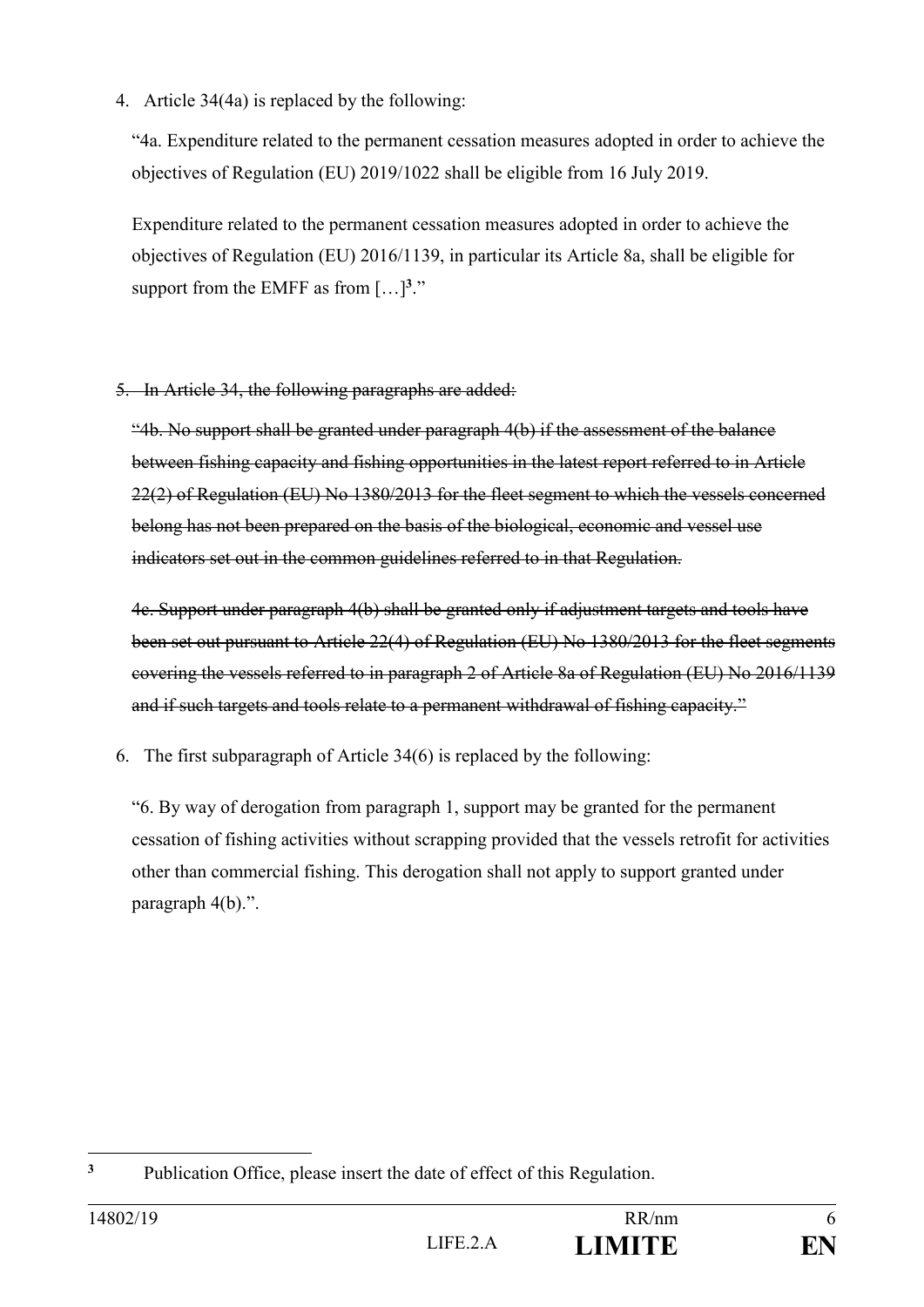4. Article 34(4a) is replaced by the following:

   "4a. Expenditure related to the permanent cessation measures adopted in order to achieve the objectives of Regulation (EU) 2019/1022 shall be eligible from 16 July 2019.

   Expenditure related to the permanent cessation measures adopted in order to achieve the objectives of Regulation (EU) 2016/1139, in particular its Article 8a, shall be eligible for support from the EMFF as from […][3]."

5. ~~In Article 34, the following paragraphs are added:~~

   ~~"4b. No support shall be granted under paragraph 4(b) if the assessment of the balance between fishing capacity and fishing opportunities in the latest report referred to in Article 22(2) of Regulation (EU) No 1380/2013 for the fleet segment to which the vessels concerned belong has not been prepared on the basis of the biological, economic and vessel use indicators set out in the common guidelines referred to in that Regulation.~~

   ~~4c. Support under paragraph 4(b) shall be granted only if adjustment targets and tools have been set out pursuant to Article 22(4) of Regulation (EU) No 1380/2013 for the fleet segments covering the vessels referred to in paragraph 2 of Article 8a of Regulation (EU) No 2016/1139 and if such targets and tools relate to a permanent withdrawal of fishing capacity."~~

6. The first subparagraph of Article 34(6) is replaced by the following:

   "6. By way of derogation from paragraph 1, support may be granted for the permanent cessation of fishing activities without scrapping provided that the vessels retrofit for activities other than commercial fishing. This derogation shall not apply to support granted under paragraph 4(b).".

---

[3] Publication Office, please insert the date of effect of this Regulation.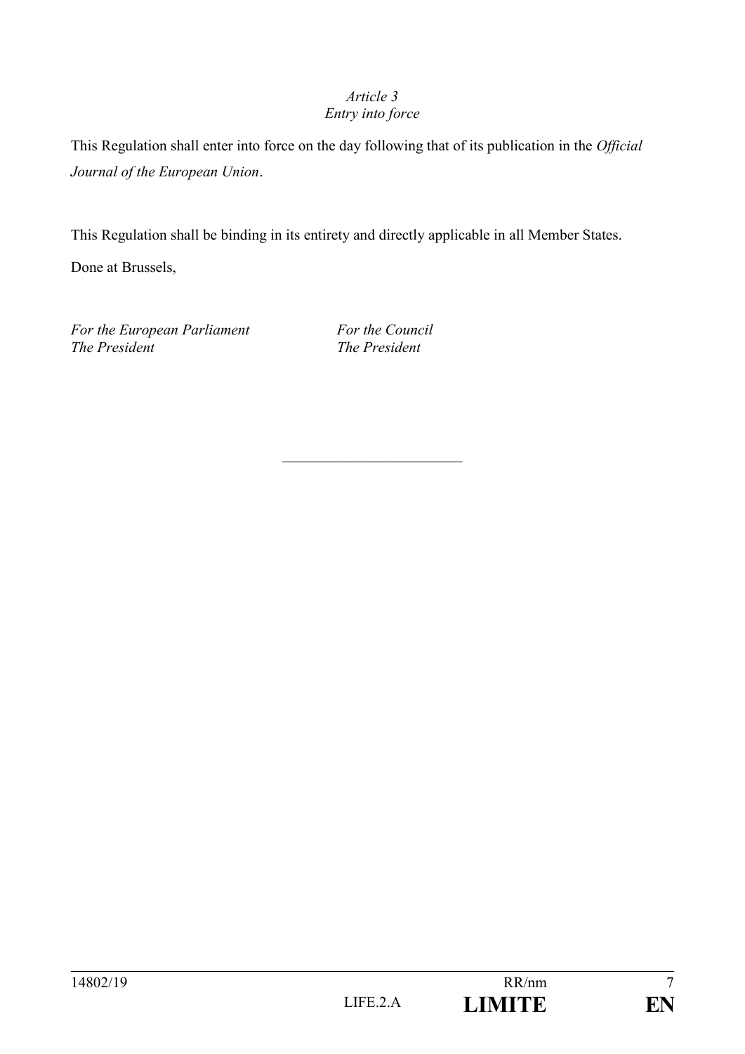*Article 3*
*Entry into force*

This Regulation shall enter into force on the day following that of its publication in the *Official Journal of the European Union*.

This Regulation shall be binding in its entirety and directly applicable in all Member States.

Done at Brussels,

*For the European Parliament*
*The President*

*For the Council*
*The President*

---